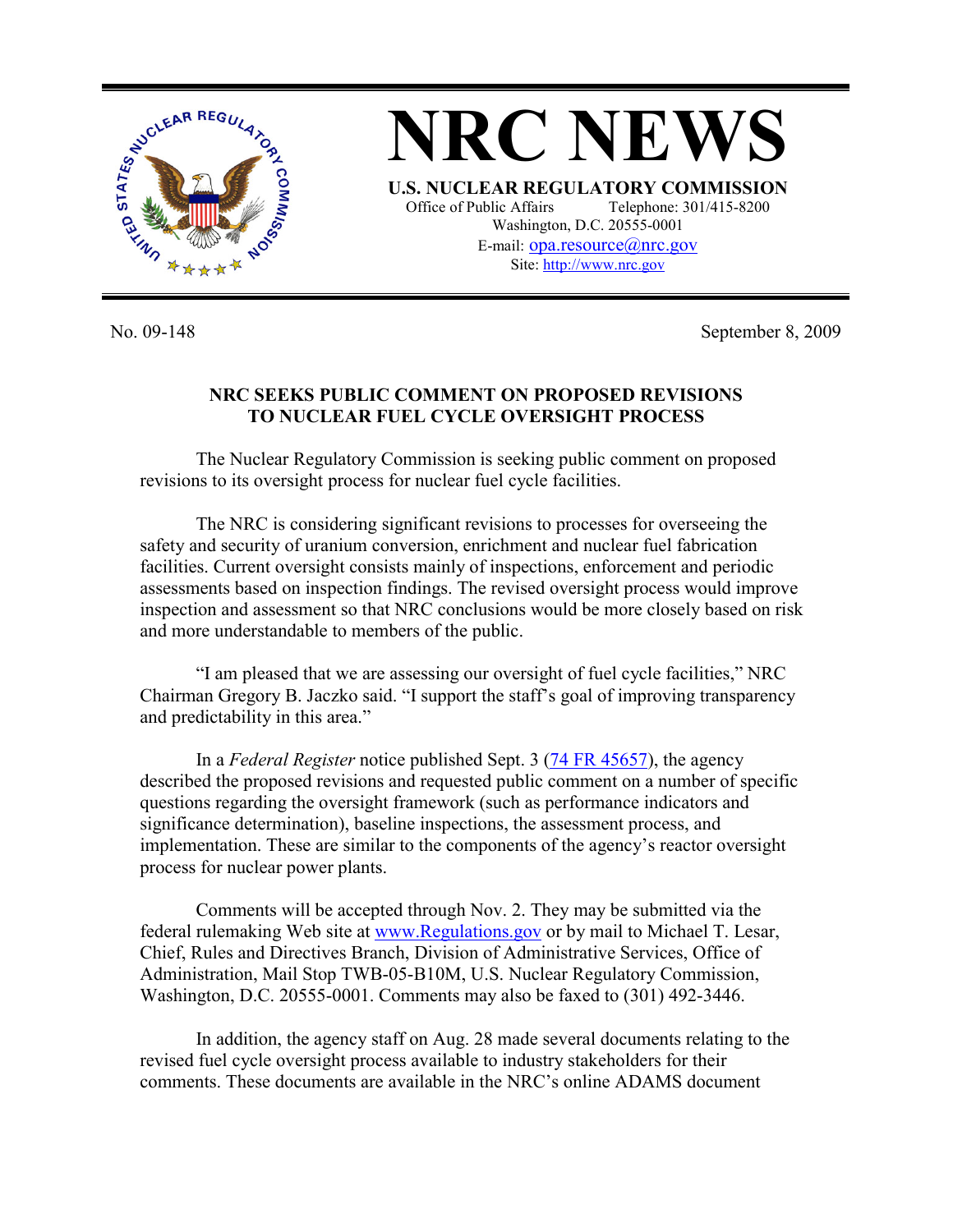# NRC NEWS

**U.S. NUCLEAR REGULATORY COMMISSION**

Office of Public Affairs Telephone: 301/415-8200
Washington, D.C. 20555-0001
E-mail: opa.resource@nrc.gov
Site: http://www.nrc.gov

No. 09-148 September 8, 2009

## NRC SEEKS PUBLIC COMMENT ON PROPOSED REVISIONS TO NUCLEAR FUEL CYCLE OVERSIGHT PROCESS

The Nuclear Regulatory Commission is seeking public comment on proposed revisions to its oversight process for nuclear fuel cycle facilities.

The NRC is considering significant revisions to processes for overseeing the safety and security of uranium conversion, enrichment and nuclear fuel fabrication facilities. Current oversight consists mainly of inspections, enforcement and periodic assessments based on inspection findings. The revised oversight process would improve inspection and assessment so that NRC conclusions would be more closely based on risk and more understandable to members of the public.

"I am pleased that we are assessing our oversight of fuel cycle facilities," NRC Chairman Gregory B. Jaczko said. "I support the staff's goal of improving transparency and predictability in this area."

In a *Federal Register* notice published Sept. 3 (74 FR 45657), the agency described the proposed revisions and requested public comment on a number of specific questions regarding the oversight framework (such as performance indicators and significance determination), baseline inspections, the assessment process, and implementation. These are similar to the components of the agency's reactor oversight process for nuclear power plants.

Comments will be accepted through Nov. 2. They may be submitted via the federal rulemaking Web site at www.Regulations.gov or by mail to Michael T. Lesar, Chief, Rules and Directives Branch, Division of Administrative Services, Office of Administration, Mail Stop TWB-05-B10M, U.S. Nuclear Regulatory Commission, Washington, D.C. 20555-0001. Comments may also be faxed to (301) 492-3446.

In addition, the agency staff on Aug. 28 made several documents relating to the revised fuel cycle oversight process available to industry stakeholders for their comments. These documents are available in the NRC's online ADAMS document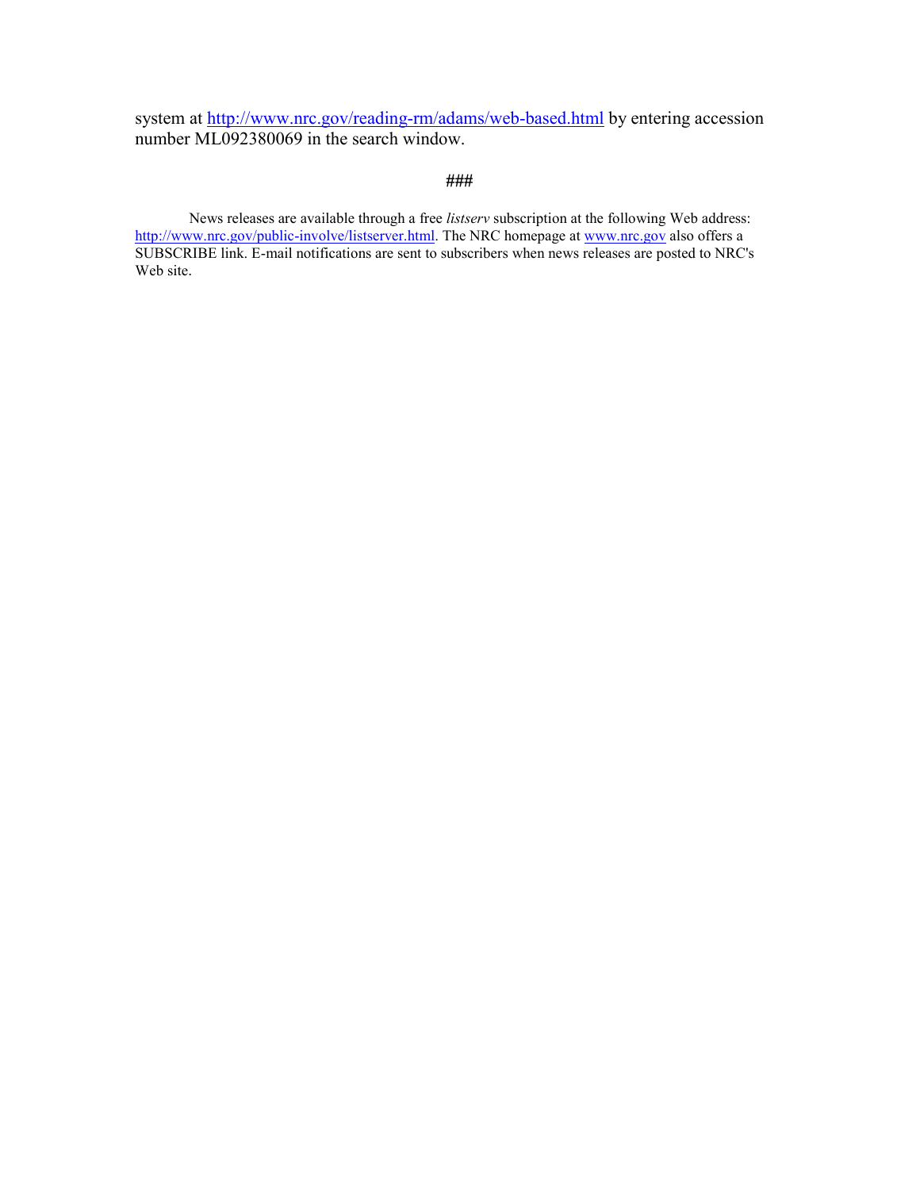system at http://www.nrc.gov/reading-rm/adams/web-based.html by entering accession number ML092380069 in the search window.

###

News releases are available through a free *listserv* subscription at the following Web address: http://www.nrc.gov/public-involve/listserver.html. The NRC homepage at www.nrc.gov also offers a SUBSCRIBE link. E-mail notifications are sent to subscribers when news releases are posted to NRC's Web site.